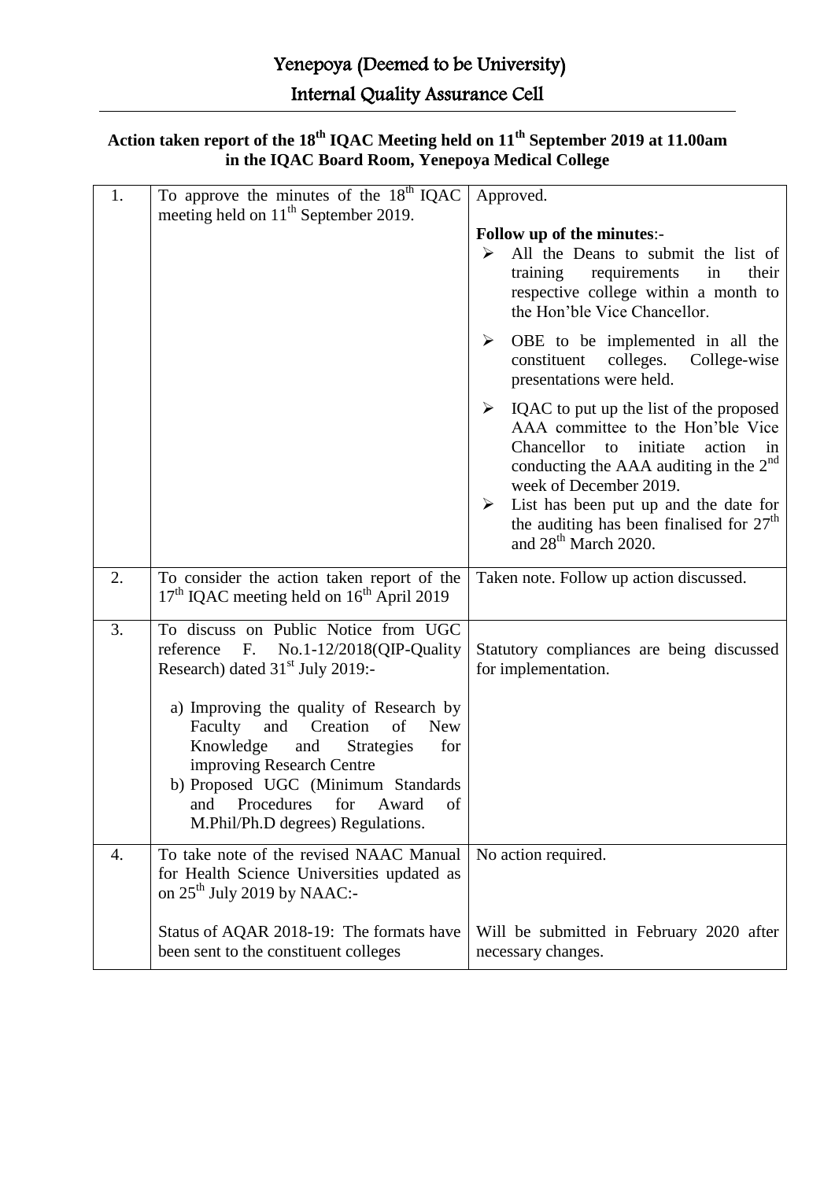# Yenepoya (Deemed to be University)

## Internal Quality Assurance Cell

**Action taken report of the 18th IQAC Meeting held on 11th September 2019 at 11.00am in the IQAC Board Room, Yenepoya Medical College**

| | | |
|---|---|---|
| 1. | To approve the minutes of the 18th IQAC meeting held on 11th September 2019. | Approved.<br><br>**Follow up of the minutes**:-<br>➢ All the Deans to submit the list of training requirements in their respective college within a month to the Hon'ble Vice Chancellor.<br>➢ OBE to be implemented in all the constituent colleges. College-wise presentations were held.<br>➢ IQAC to put up the list of the proposed AAA committee to the Hon'ble Vice Chancellor to initiate action in conducting the AAA auditing in the 2nd week of December 2019.<br>➢ List has been put up and the date for the auditing has been finalised for 27th and 28th March 2020. |
| 2. | To consider the action taken report of the 17th IQAC meeting held on 16th April 2019 | Taken note. Follow up action discussed. |
| 3. | To discuss on Public Notice from UGC reference F. No.1-12/2018(QIP-Quality Research) dated 31st July 2019:-<br><br>a) Improving the quality of Research by Faculty and Creation of New Knowledge and Strategies for improving Research Centre<br>b) Proposed UGC (Minimum Standards and Procedures for Award of M.Phil/Ph.D degrees) Regulations. | Statutory compliances are being discussed for implementation. |
| 4. | To take note of the revised NAAC Manual for Health Science Universities updated as on 25th July 2019 by NAAC:-<br><br>Status of AQAR 2018-19: The formats have been sent to the constituent colleges | No action required.<br><br>Will be submitted in February 2020 after necessary changes. |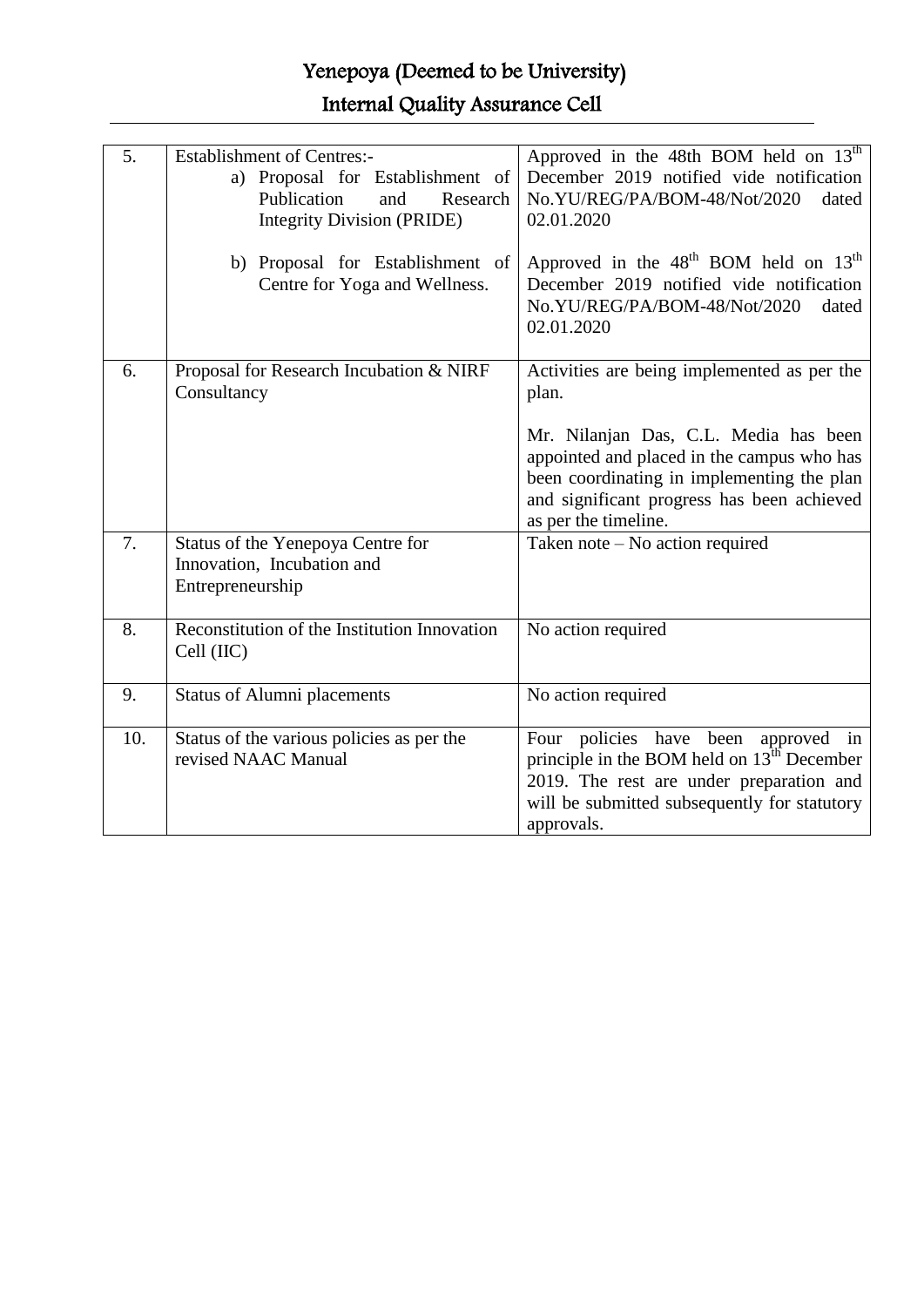# Yenepoya (Deemed to be University)

## Internal Quality Assurance Cell

| | | |
|---|---|---|
| 5. | Establishment of Centres:-<br>a) Proposal for Establishment of Publication and Research Integrity Division (PRIDE)<br><br>b) Proposal for Establishment of Centre for Yoga and Wellness. | Approved in the 48th BOM held on 13th December 2019 notified vide notification No.YU/REG/PA/BOM-48/Not/2020 dated 02.01.2020<br><br>Approved in the 48th BOM held on 13th December 2019 notified vide notification No.YU/REG/PA/BOM-48/Not/2020 dated 02.01.2020 |
| 6. | Proposal for Research Incubation & NIRF Consultancy | Activities are being implemented as per the plan.<br><br>Mr. Nilanjan Das, C.L. Media has been appointed and placed in the campus who has been coordinating in implementing the plan and significant progress has been achieved as per the timeline. |
| 7. | Status of the Yenepoya Centre for Innovation, Incubation and Entrepreneurship | Taken note – No action required |
| 8. | Reconstitution of the Institution Innovation Cell (IIC) | No action required |
| 9. | Status of Alumni placements | No action required |
| 10. | Status of the various policies as per the revised NAAC Manual | Four policies have been approved in principle in the BOM held on 13th December 2019. The rest are under preparation and will be submitted subsequently for statutory approvals. |